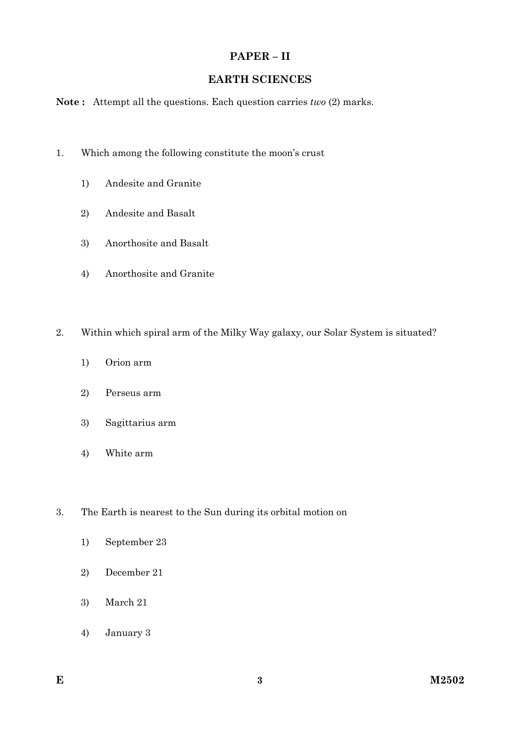## PAPER – II

## EARTH SCIENCES

**Note :** Attempt all the questions. Each question carries *two* (2) marks.

1. Which among the following constitute the moon's crust

   1) Andesite and Granite

   2) Andesite and Basalt

   3) Anorthosite and Basalt

   4) Anorthosite and Granite

2. Within which spiral arm of the Milky Way galaxy, our Solar System is situated?

   1) Orion arm

   2) Perseus arm

   3) Sagittarius arm

   4) White arm

3. The Earth is nearest to the Sun during its orbital motion on

   1) September 23

   2) December 21

   3) March 21

   4) January 3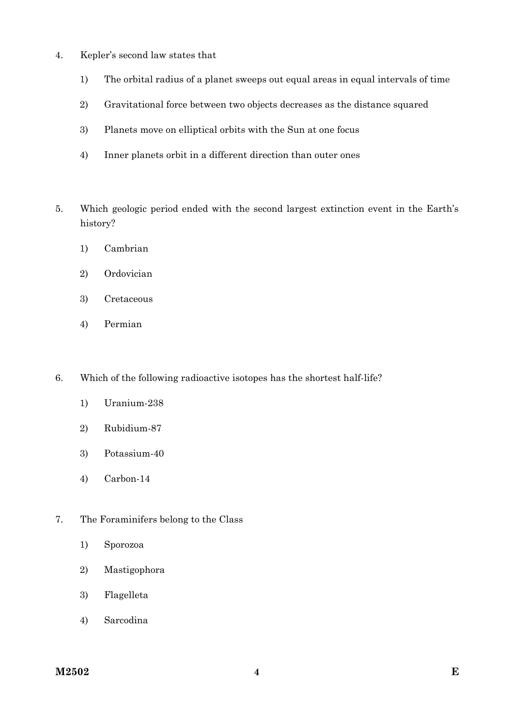4. Kepler's second law states that

   1) The orbital radius of a planet sweeps out equal areas in equal intervals of time

   2) Gravitational force between two objects decreases as the distance squared

   3) Planets move on elliptical orbits with the Sun at one focus

   4) Inner planets orbit in a different direction than outer ones

5. Which geologic period ended with the second largest extinction event in the Earth's history?

   1) Cambrian

   2) Ordovician

   3) Cretaceous

   4) Permian

6. Which of the following radioactive isotopes has the shortest half-life?

   1) Uranium-238

   2) Rubidium-87

   3) Potassium-40

   4) Carbon-14

7. The Foraminifers belong to the Class

   1) Sporozoa

   2) Mastigophora

   3) Flagelleta

   4) Sarcodina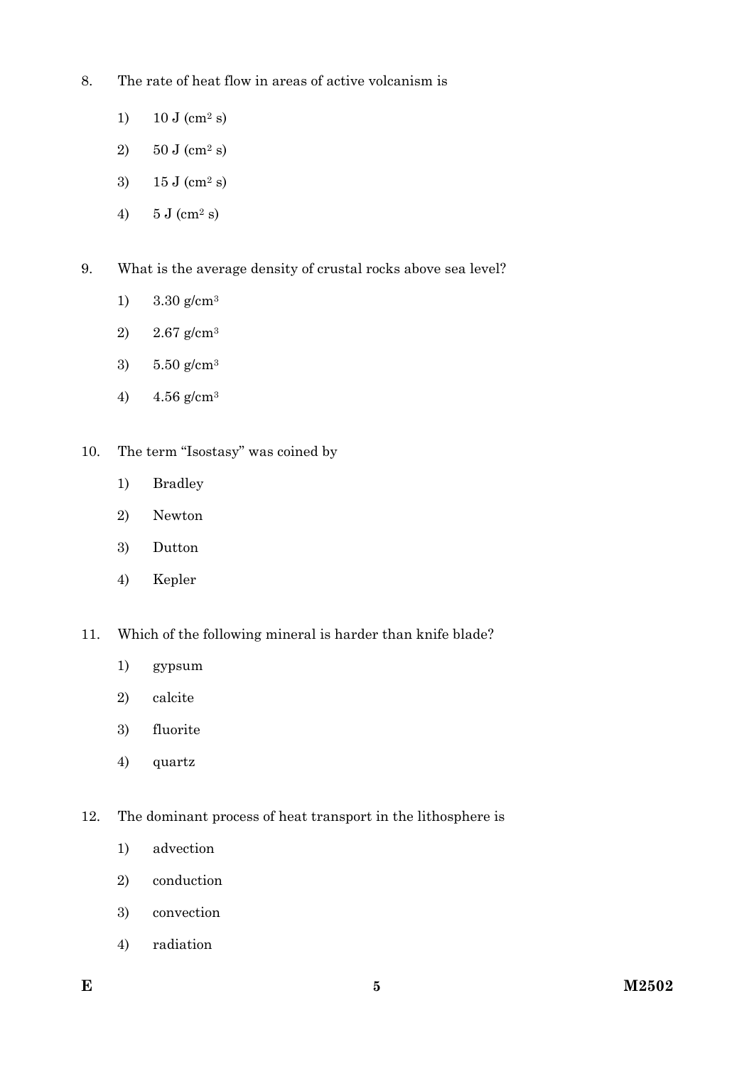8. The rate of heat flow in areas of active volcanism is

   1) 10 J ($cm^2$ s)

   2) 50 J ($cm^2$ s)

   3) 15 J ($cm^2$ s)

   4) 5 J ($cm^2$ s)

9. What is the average density of crustal rocks above sea level?

   1) 3.30 $g/cm^3$

   2) 2.67 $g/cm^3$

   3) 5.50 $g/cm^3$

   4) 4.56 $g/cm^3$

10. The term "Isostasy" was coined by

    1) Bradley

    2) Newton

    3) Dutton

    4) Kepler

11. Which of the following mineral is harder than knife blade?

    1) gypsum

    2) calcite

    3) fluorite

    4) quartz

12. The dominant process of heat transport in the lithosphere is

    1) advection

    2) conduction

    3) convection

    4) radiation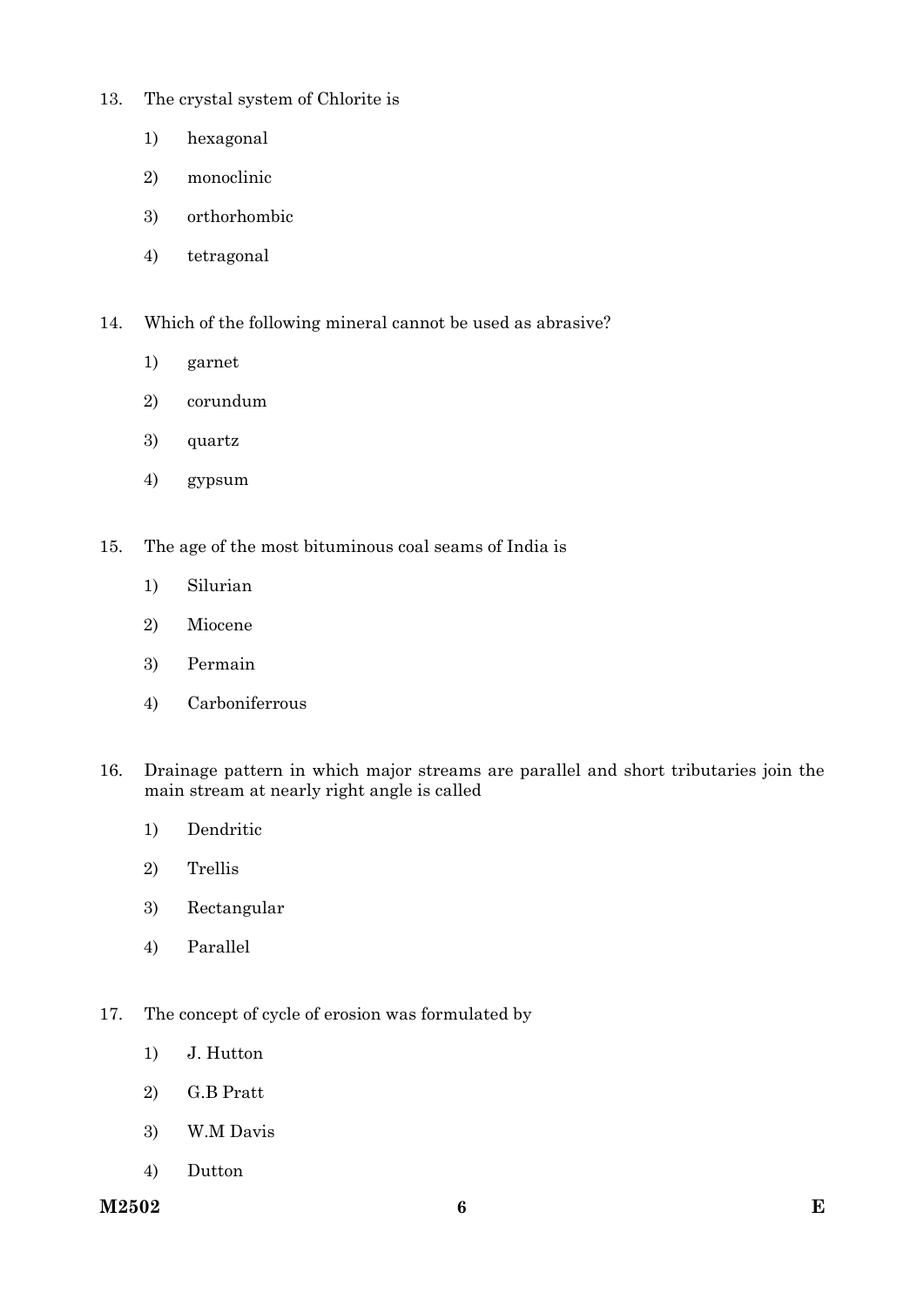13. The crystal system of Chlorite is

    1) hexagonal

    2) monoclinic

    3) orthorhombic

    4) tetragonal

14. Which of the following mineral cannot be used as abrasive?

    1) garnet

    2) corundum

    3) quartz

    4) gypsum

15. The age of the most bituminous coal seams of India is

    1) Silurian

    2) Miocene

    3) Permain

    4) Carboniferrous

16. Drainage pattern in which major streams are parallel and short tributaries join the main stream at nearly right angle is called

    1) Dendritic

    2) Trellis

    3) Rectangular

    4) Parallel

17. The concept of cycle of erosion was formulated by

    1) J. Hutton

    2) G.B Pratt

    3) W.M Davis

    4) Dutton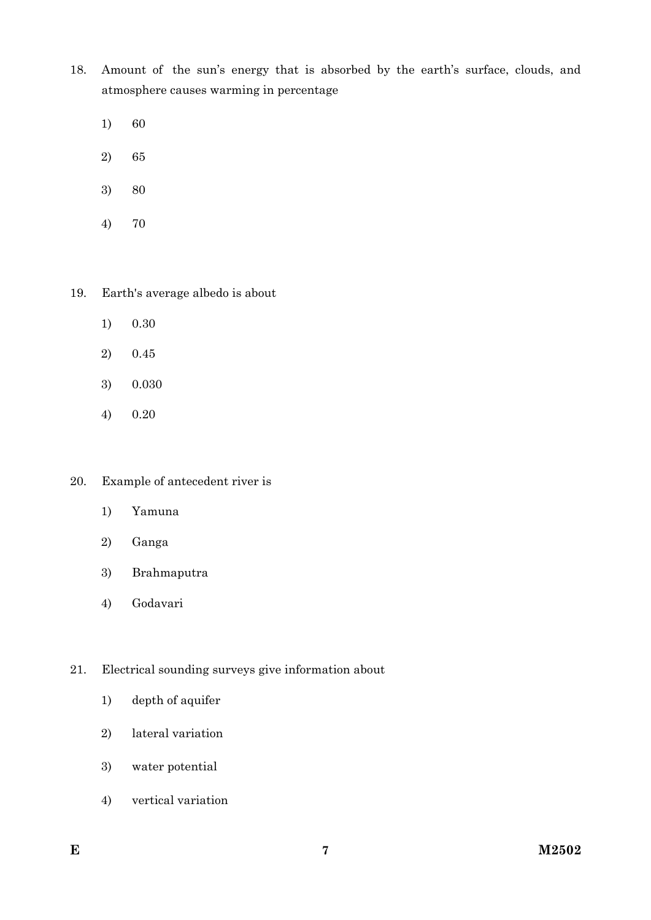18. Amount of the sun's energy that is absorbed by the earth's surface, clouds, and atmosphere causes warming in percentage

    1) 60

    2) 65

    3) 80

    4) 70

19. Earth's average albedo is about

    1) 0.30

    2) 0.45

    3) 0.030

    4) 0.20

20. Example of antecedent river is

    1) Yamuna

    2) Ganga

    3) Brahmaputra

    4) Godavari

21. Electrical sounding surveys give information about

    1) depth of aquifer

    2) lateral variation

    3) water potential

    4) vertical variation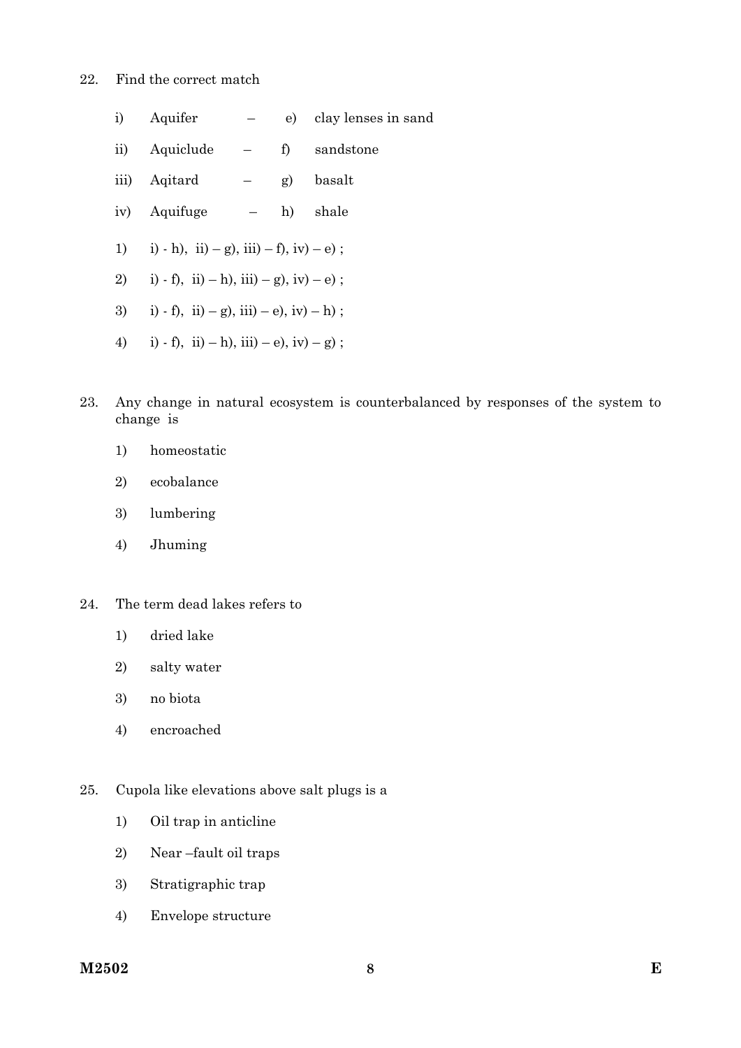22. Find the correct match

    i) Aquifer – e) clay lenses in sand

    ii) Aquiclude – f) sandstone

    iii) Aqitard – g) basalt

    iv) Aquifuge – h) shale

    1) i) - h), ii) – g), iii) – f), iv) – e) ;

    2) i) - f), ii) – h), iii) – g), iv) – e) ;

    3) i) - f), ii) – g), iii) – e), iv) – h) ;

    4) i) - f), ii) – h), iii) – e), iv) – g) ;

23. Any change in natural ecosystem is counterbalanced by responses of the system to change is

    1) homeostatic

    2) ecobalance

    3) lumbering

    4) Jhuming

24. The term dead lakes refers to

    1) dried lake

    2) salty water

    3) no biota

    4) encroached

25. Cupola like elevations above salt plugs is a

    1) Oil trap in anticline

    2) Near –fault oil traps

    3) Stratigraphic trap

    4) Envelope structure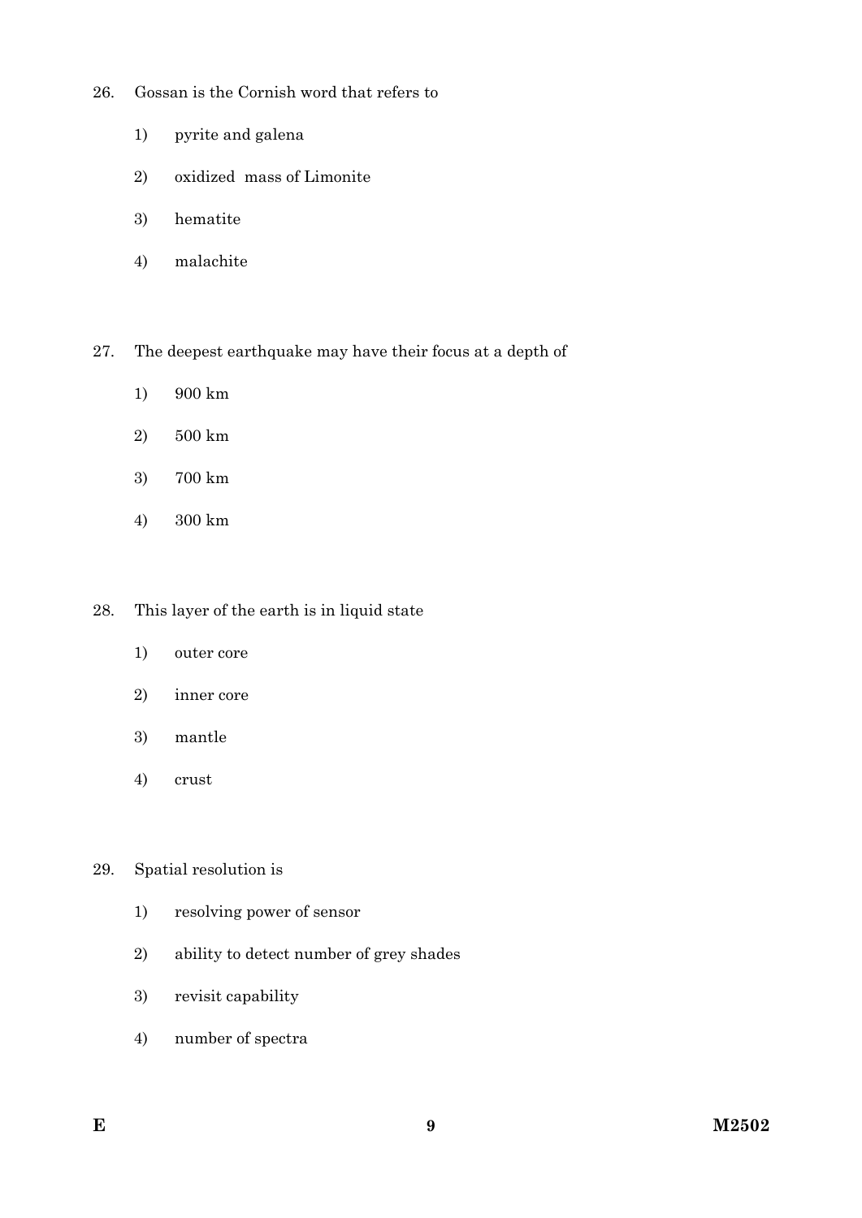26. Gossan is the Cornish word that refers to

    1) pyrite and galena
    2) oxidized mass of Limonite
    3) hematite
    4) malachite

27. The deepest earthquake may have their focus at a depth of

    1) 900 km
    2) 500 km
    3) 700 km
    4) 300 km

28. This layer of the earth is in liquid state

    1) outer core
    2) inner core
    3) mantle
    4) crust

29. Spatial resolution is

    1) resolving power of sensor
    2) ability to detect number of grey shades
    3) revisit capability
    4) number of spectra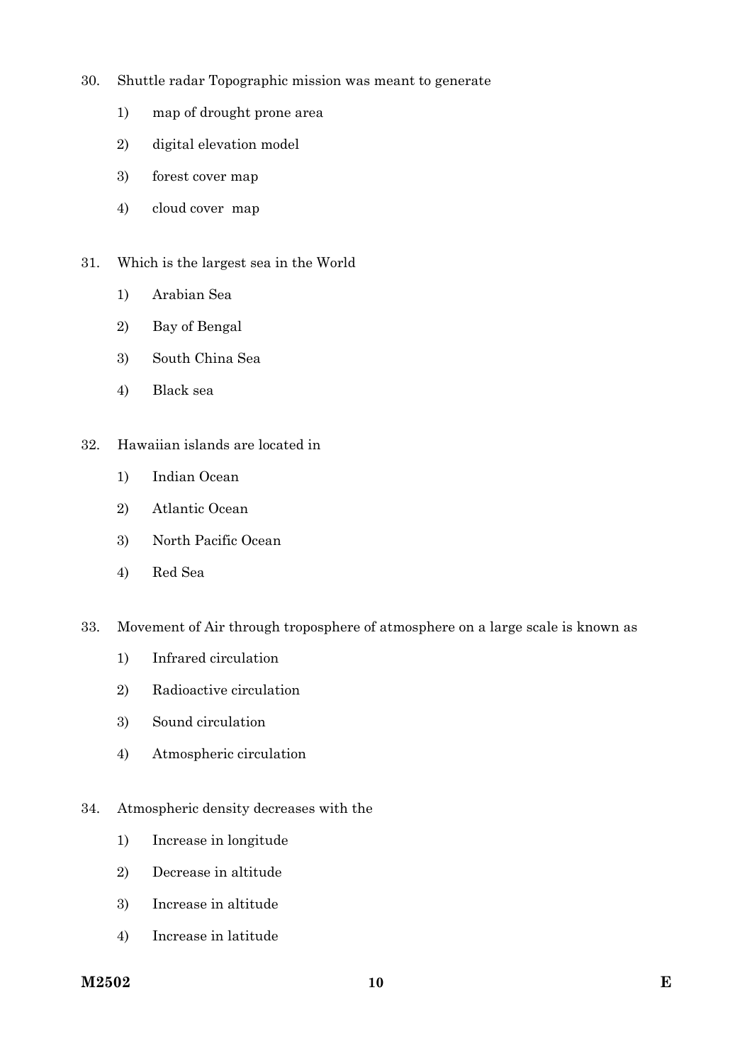30. Shuttle radar Topographic mission was meant to generate

    1) map of drought prone area
    2) digital elevation model
    3) forest cover map
    4) cloud cover map

31. Which is the largest sea in the World

    1) Arabian Sea
    2) Bay of Bengal
    3) South China Sea
    4) Black sea

32. Hawaiian islands are located in

    1) Indian Ocean
    2) Atlantic Ocean
    3) North Pacific Ocean
    4) Red Sea

33. Movement of Air through troposphere of atmosphere on a large scale is known as

    1) Infrared circulation
    2) Radioactive circulation
    3) Sound circulation
    4) Atmospheric circulation

34. Atmospheric density decreases with the

    1) Increase in longitude
    2) Decrease in altitude
    3) Increase in altitude
    4) Increase in latitude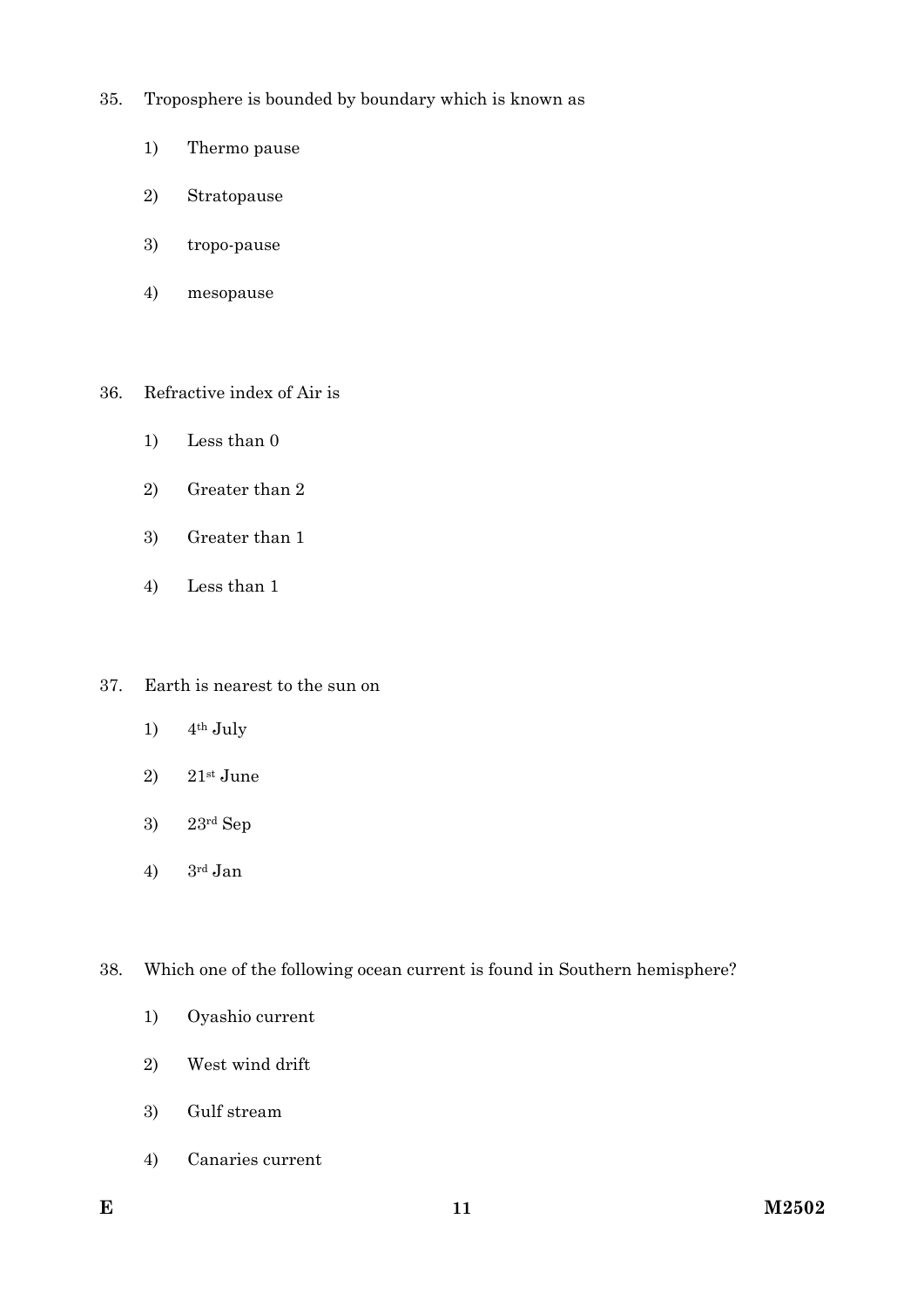35. Troposphere is bounded by boundary which is known as

    1) Thermo pause

    2) Stratopause

    3) tropo-pause

    4) mesopause

36. Refractive index of Air is

    1) Less than 0

    2) Greater than 2

    3) Greater than 1

    4) Less than 1

37. Earth is nearest to the sun on

    1) 4th July

    2) 21st June

    3) 23rd Sep

    4) 3rd Jan

38. Which one of the following ocean current is found in Southern hemisphere?

    1) Oyashio current

    2) West wind drift

    3) Gulf stream

    4) Canaries current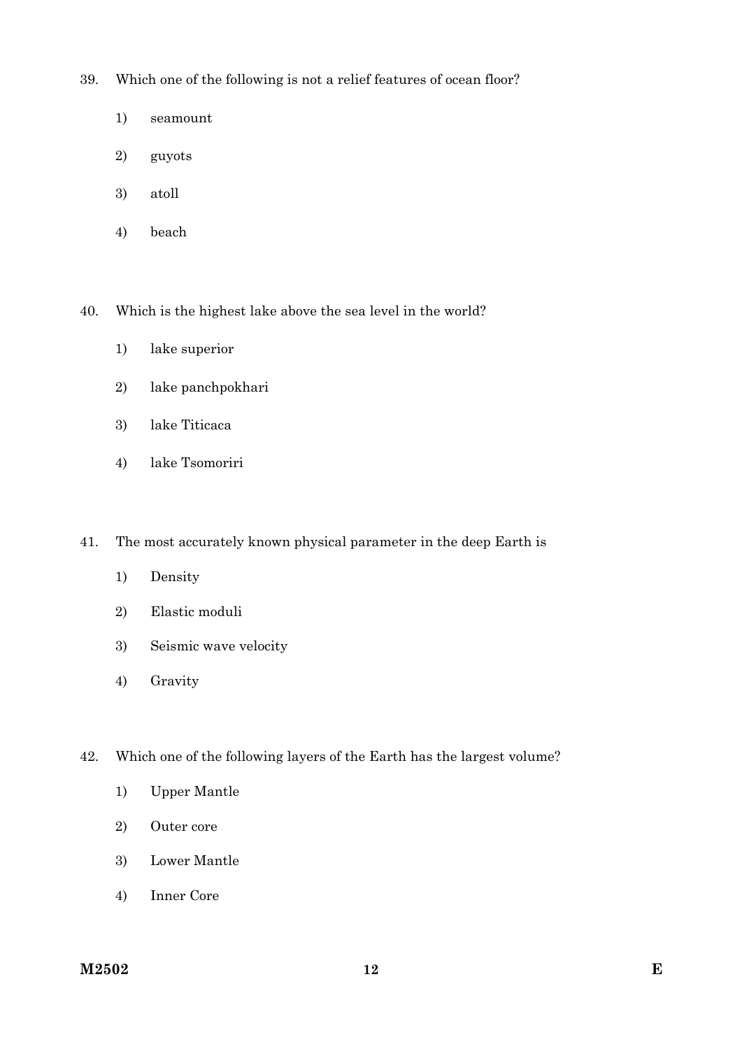39. Which one of the following is not a relief features of ocean floor?

    1) seamount

    2) guyots

    3) atoll

    4) beach

40. Which is the highest lake above the sea level in the world?

    1) lake superior

    2) lake panchpokhari

    3) lake Titicaca

    4) lake Tsomoriri

41. The most accurately known physical parameter in the deep Earth is

    1) Density

    2) Elastic moduli

    3) Seismic wave velocity

    4) Gravity

42. Which one of the following layers of the Earth has the largest volume?

    1) Upper Mantle

    2) Outer core

    3) Lower Mantle

    4) Inner Core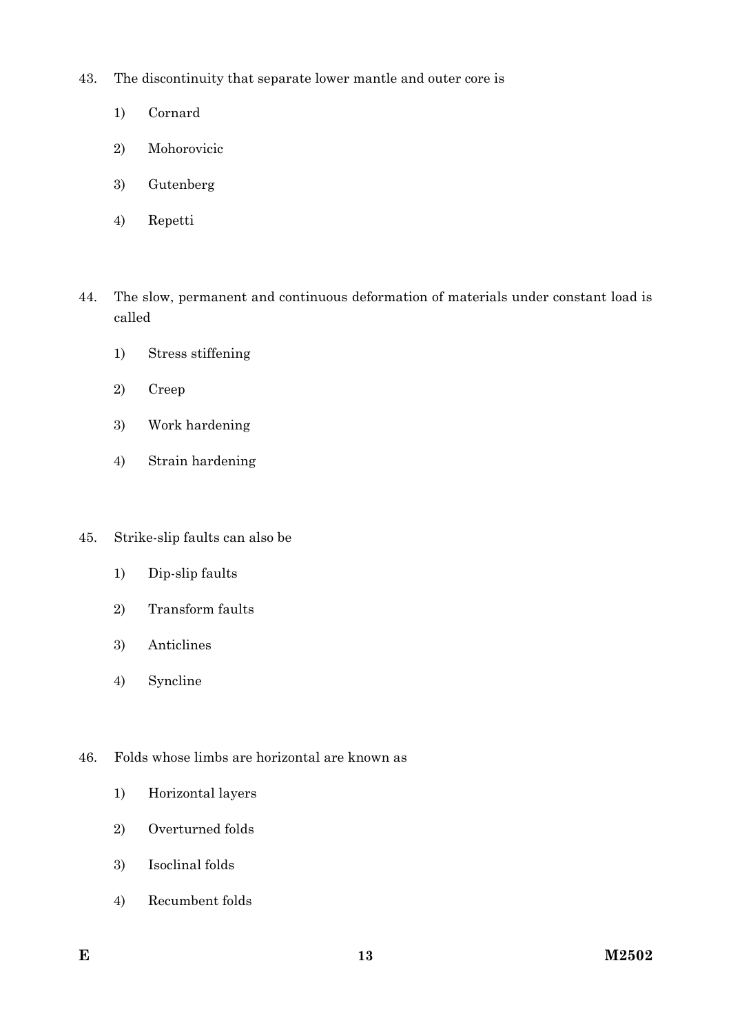43. The discontinuity that separate lower mantle and outer core is

    1) Cornard

    2) Mohorovicic

    3) Gutenberg

    4) Repetti

44. The slow, permanent and continuous deformation of materials under constant load is called

    1) Stress stiffening

    2) Creep

    3) Work hardening

    4) Strain hardening

45. Strike-slip faults can also be

    1) Dip-slip faults

    2) Transform faults

    3) Anticlines

    4) Syncline

46. Folds whose limbs are horizontal are known as

    1) Horizontal layers

    2) Overturned folds

    3) Isoclinal folds

    4) Recumbent folds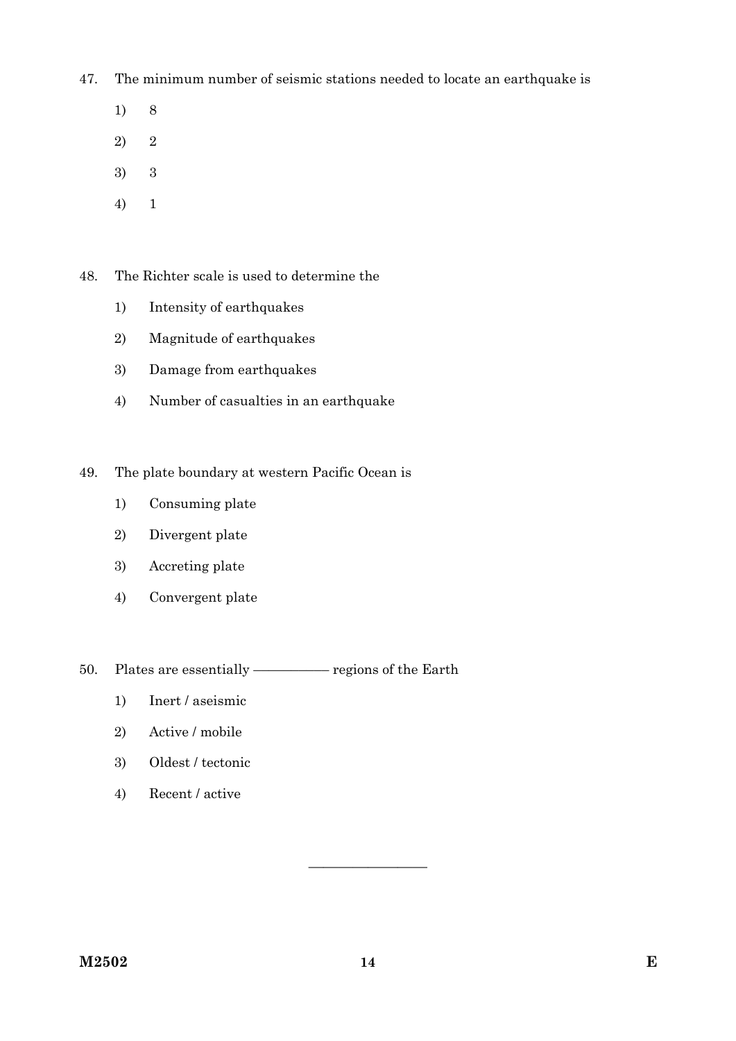47. The minimum number of seismic stations needed to locate an earthquake is

    1) 8

    2) 2

    3) 3

    4) 1

48. The Richter scale is used to determine the

    1) Intensity of earthquakes

    2) Magnitude of earthquakes

    3) Damage from earthquakes

    4) Number of casualties in an earthquake

49. The plate boundary at western Pacific Ocean is

    1) Consuming plate

    2) Divergent plate

    3) Accreting plate

    4) Convergent plate

50. Plates are essentially ————— regions of the Earth

    1) Inert / aseismic

    2) Active / mobile

    3) Oldest / tectonic

    4) Recent / active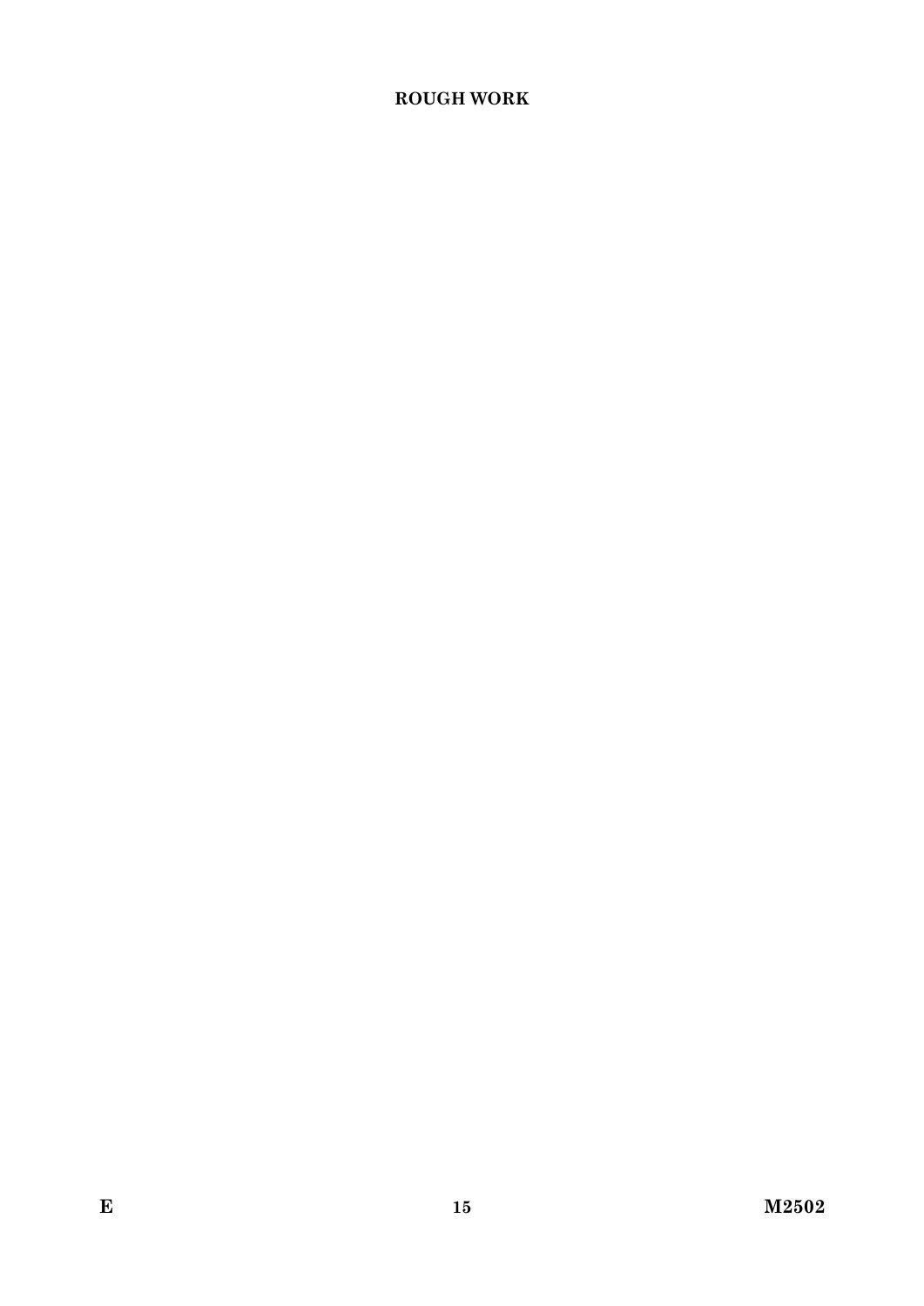**ROUGH WORK**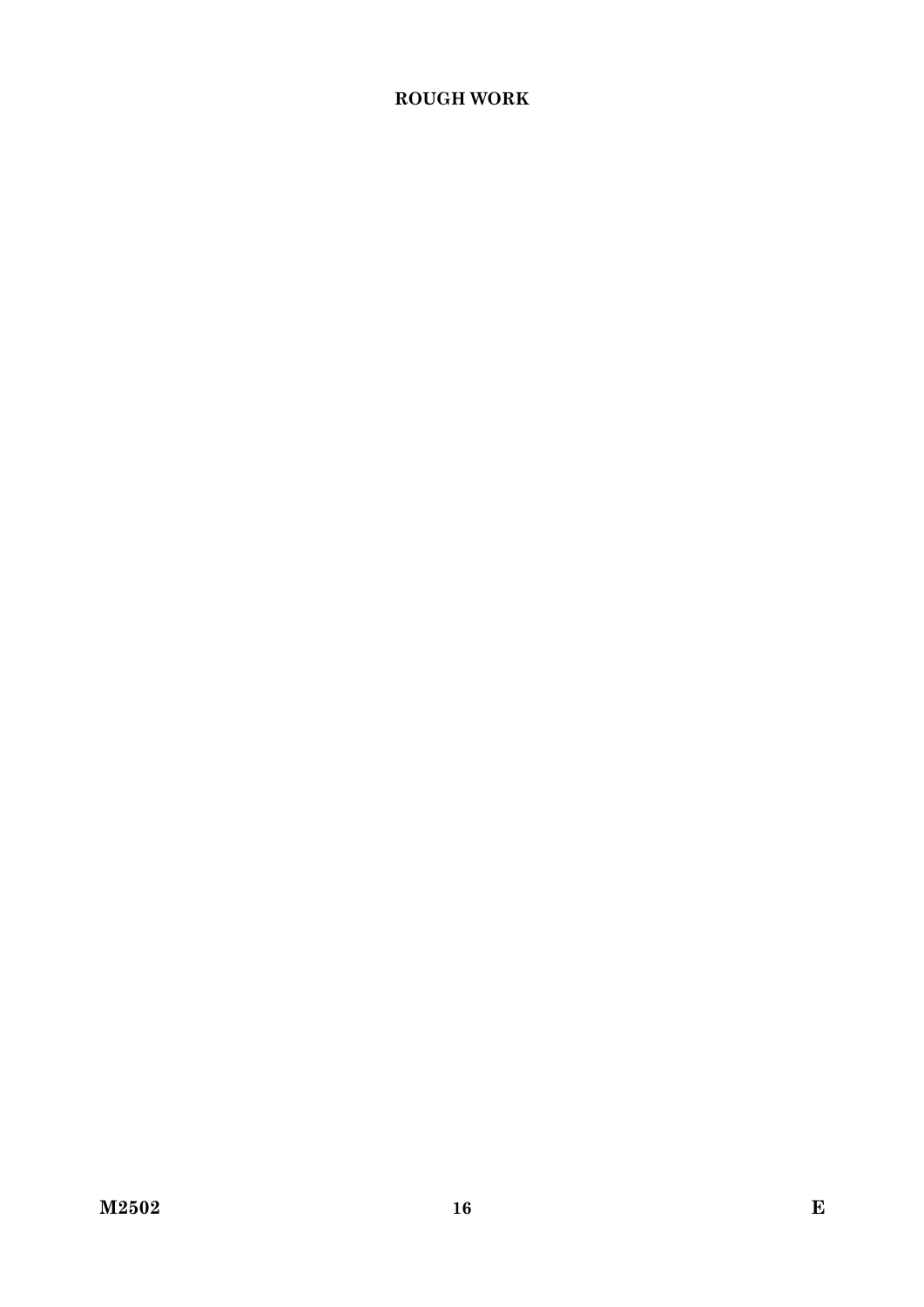**ROUGH WORK**